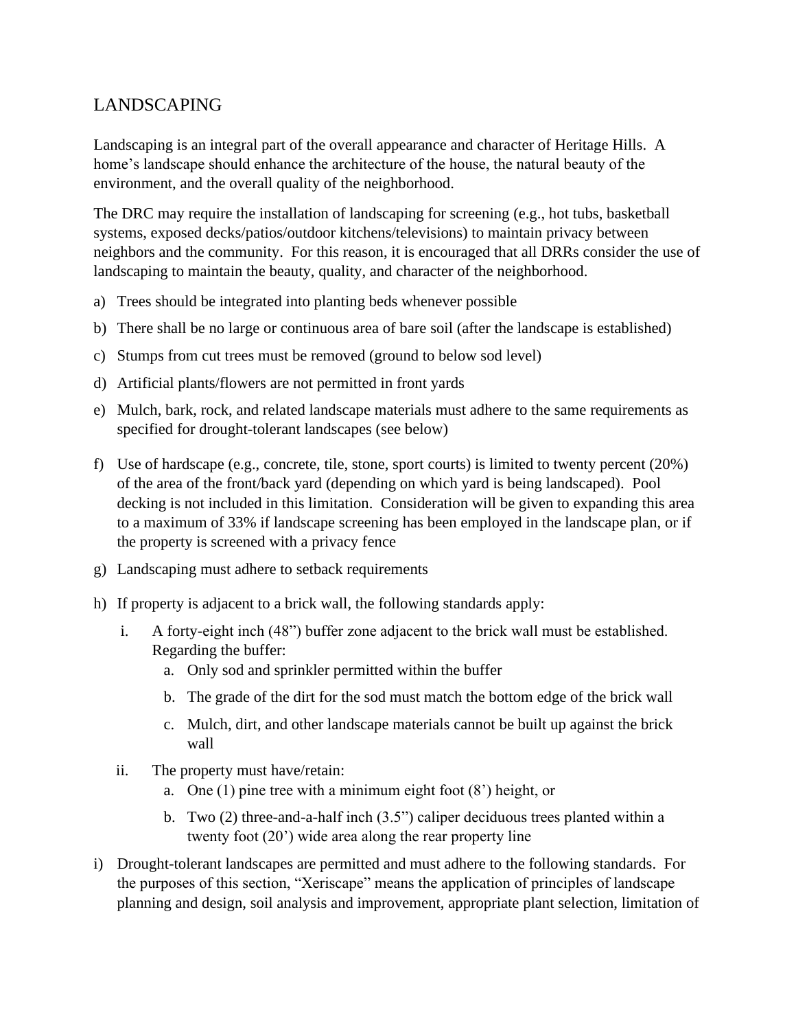# LANDSCAPING

Landscaping is an integral part of the overall appearance and character of Heritage Hills. A home's landscape should enhance the architecture of the house, the natural beauty of the environment, and the overall quality of the neighborhood.

The DRC may require the installation of landscaping for screening (e.g., hot tubs, basketball systems, exposed decks/patios/outdoor kitchens/televisions) to maintain privacy between neighbors and the community. For this reason, it is encouraged that all DRRs consider the use of landscaping to maintain the beauty, quality, and character of the neighborhood.

a) Trees should be integrated into planting beds whenever possible

b) There shall be no large or continuous area of bare soil (after the landscape is established)

c) Stumps from cut trees must be removed (ground to below sod level)

d) Artificial plants/flowers are not permitted in front yards

e) Mulch, bark, rock, and related landscape materials must adhere to the same requirements as specified for drought-tolerant landscapes (see below)

f) Use of hardscape (e.g., concrete, tile, stone, sport courts) is limited to twenty percent (20%) of the area of the front/back yard (depending on which yard is being landscaped). Pool decking is not included in this limitation. Consideration will be given to expanding this area to a maximum of 33% if landscape screening has been employed in the landscape plan, or if the property is screened with a privacy fence

g) Landscaping must adhere to setback requirements

h) If property is adjacent to a brick wall, the following standards apply:

   i. A forty-eight inch (48") buffer zone adjacent to the brick wall must be established. Regarding the buffer:
      a. Only sod and sprinkler permitted within the buffer
      b. The grade of the dirt for the sod must match the bottom edge of the brick wall
      c. Mulch, dirt, and other landscape materials cannot be built up against the brick wall

   ii. The property must have/retain:
      a. One (1) pine tree with a minimum eight foot (8') height, or
      b. Two (2) three-and-a-half inch (3.5") caliper deciduous trees planted within a twenty foot (20') wide area along the rear property line

i) Drought-tolerant landscapes are permitted and must adhere to the following standards. For the purposes of this section, "Xeriscape" means the application of principles of landscape planning and design, soil analysis and improvement, appropriate plant selection, limitation of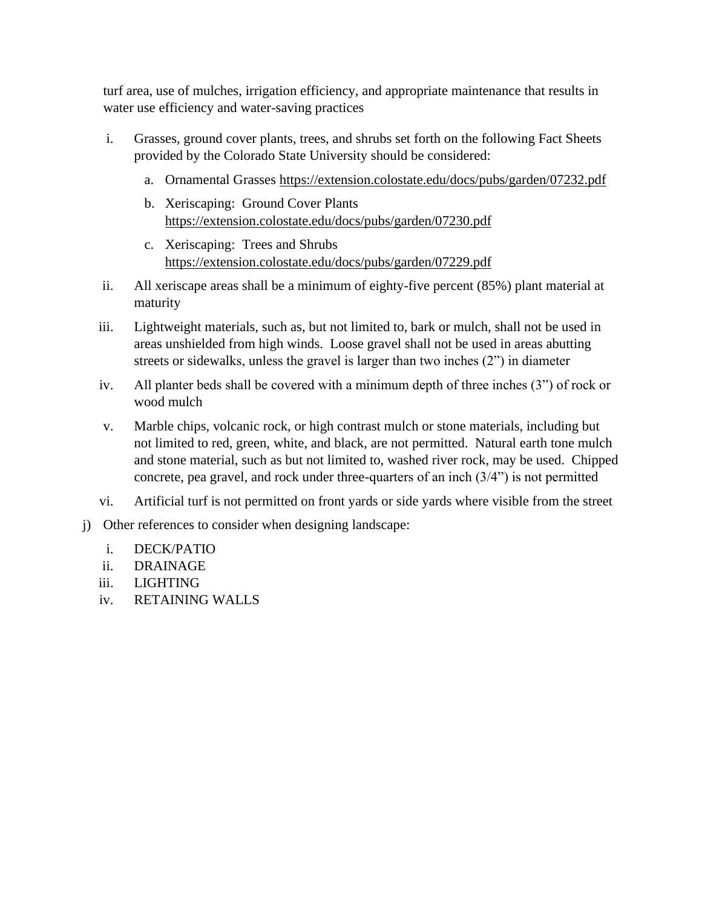turf area, use of mulches, irrigation efficiency, and appropriate maintenance that results in water use efficiency and water-saving practices

i. Grasses, ground cover plants, trees, and shrubs set forth on the following Fact Sheets provided by the Colorado State University should be considered:

   a. Ornamental Grasses https://extension.colostate.edu/docs/pubs/garden/07232.pdf

   b. Xeriscaping: Ground Cover Plants https://extension.colostate.edu/docs/pubs/garden/07230.pdf

   c. Xeriscaping: Trees and Shrubs https://extension.colostate.edu/docs/pubs/garden/07229.pdf

ii. All xeriscape areas shall be a minimum of eighty-five percent (85%) plant material at maturity

iii. Lightweight materials, such as, but not limited to, bark or mulch, shall not be used in areas unshielded from high winds. Loose gravel shall not be used in areas abutting streets or sidewalks, unless the gravel is larger than two inches (2”) in diameter

iv. All planter beds shall be covered with a minimum depth of three inches (3”) of rock or wood mulch

v. Marble chips, volcanic rock, or high contrast mulch or stone materials, including but not limited to red, green, white, and black, are not permitted. Natural earth tone mulch and stone material, such as but not limited to, washed river rock, may be used. Chipped concrete, pea gravel, and rock under three-quarters of an inch (3/4”) is not permitted

vi. Artificial turf is not permitted on front yards or side yards where visible from the street

j) Other references to consider when designing landscape:

   i. DECK/PATIO
   ii. DRAINAGE
   iii. LIGHTING
   iv. RETAINING WALLS